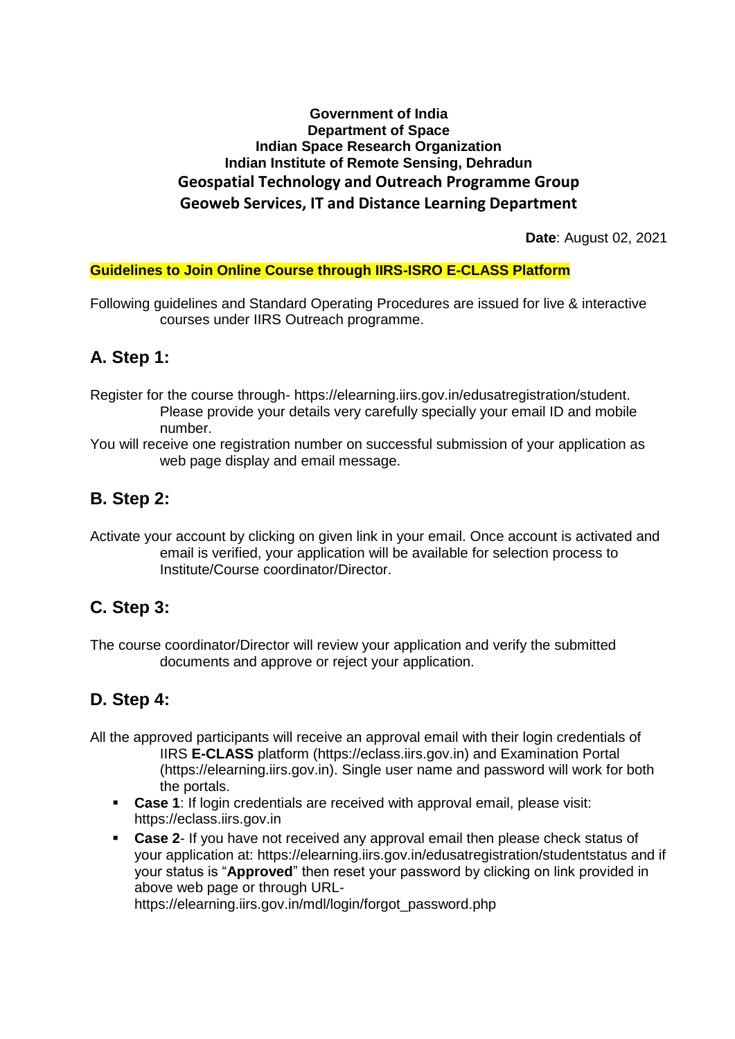**Government of India**
**Department of Space**
**Indian Space Research Organization**
**Indian Institute of Remote Sensing, Dehradun**
**Geospatial Technology and Outreach Programme Group**
**Geoweb Services, IT and Distance Learning Department**

**Date**: August 02, 2021

**Guidelines to Join Online Course through IIRS-ISRO E-CLASS Platform**

Following guidelines and Standard Operating Procedures are issued for live & interactive courses under IIRS Outreach programme.

## A. Step 1:

Register for the course through- https://elearning.iirs.gov.in/edusatregistration/student. Please provide your details very carefully specially your email ID and mobile number.

You will receive one registration number on successful submission of your application as web page display and email message.

## B. Step 2:

Activate your account by clicking on given link in your email. Once account is activated and email is verified, your application will be available for selection process to Institute/Course coordinator/Director.

## C. Step 3:

The course coordinator/Director will review your application and verify the submitted documents and approve or reject your application.

## D. Step 4:

All the approved participants will receive an approval email with their login credentials of IIRS **E-CLASS** platform (https://eclass.iirs.gov.in) and Examination Portal (https://elearning.iirs.gov.in). Single user name and password will work for both the portals.

- **Case 1**: If login credentials are received with approval email, please visit: https://eclass.iirs.gov.in
- **Case 2**- If you have not received any approval email then please check status of your application at: https://elearning.iirs.gov.in/edusatregistration/studentstatus and if your status is "**Approved**" then reset your password by clicking on link provided in above web page or through URL- https://elearning.iirs.gov.in/mdl/login/forgot_password.php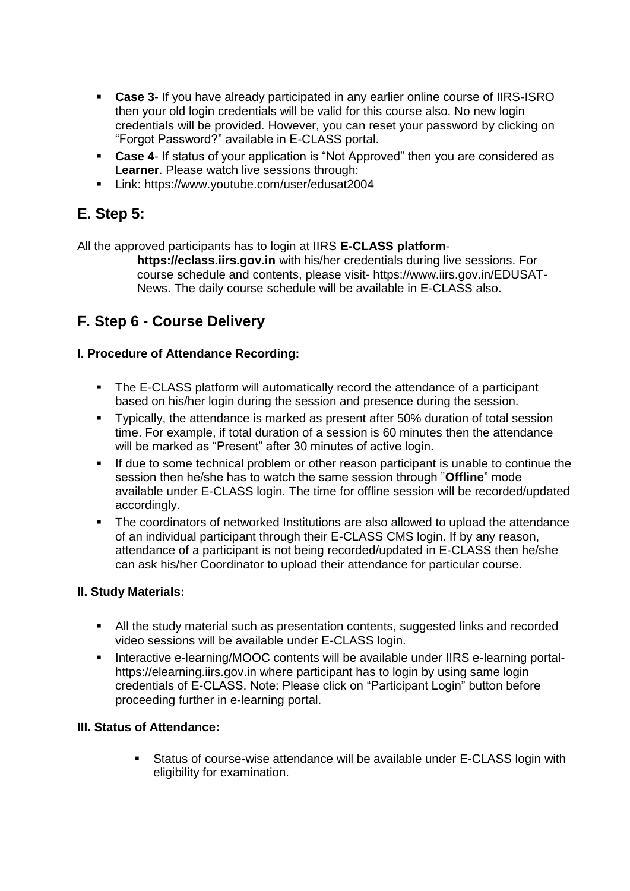- **Case 3**- If you have already participated in any earlier online course of IIRS-ISRO then your old login credentials will be valid for this course also. No new login credentials will be provided. However, you can reset your password by clicking on "Forgot Password?" available in E-CLASS portal.
- **Case 4**- If status of your application is "Not Approved" then you are considered as L**earner**. Please watch live sessions through:
- Link: https://www.youtube.com/user/edusat2004

## E. Step 5:

All the approved participants has to login at IIRS **E-CLASS platform**- **https://eclass.iirs.gov.in** with his/her credentials during live sessions. For course schedule and contents, please visit- https://www.iirs.gov.in/EDUSAT-News. The daily course schedule will be available in E-CLASS also.

## F. Step 6 - Course Delivery

### I. Procedure of Attendance Recording:

- The E-CLASS platform will automatically record the attendance of a participant based on his/her login during the session and presence during the session.
- Typically, the attendance is marked as present after 50% duration of total session time. For example, if total duration of a session is 60 minutes then the attendance will be marked as "Present" after 30 minutes of active login.
- If due to some technical problem or other reason participant is unable to continue the session then he/she has to watch the same session through "**Offline**" mode available under E-CLASS login. The time for offline session will be recorded/updated accordingly.
- The coordinators of networked Institutions are also allowed to upload the attendance of an individual participant through their E-CLASS CMS login. If by any reason, attendance of a participant is not being recorded/updated in E-CLASS then he/she can ask his/her Coordinator to upload their attendance for particular course.

### II. Study Materials:

- All the study material such as presentation contents, suggested links and recorded video sessions will be available under E-CLASS login.
- Interactive e-learning/MOOC contents will be available under IIRS e-learning portal- https://elearning.iirs.gov.in where participant has to login by using same login credentials of E-CLASS. Note: Please click on "Participant Login" button before proceeding further in e-learning portal.

### III. Status of Attendance:

- Status of course-wise attendance will be available under E-CLASS login with eligibility for examination.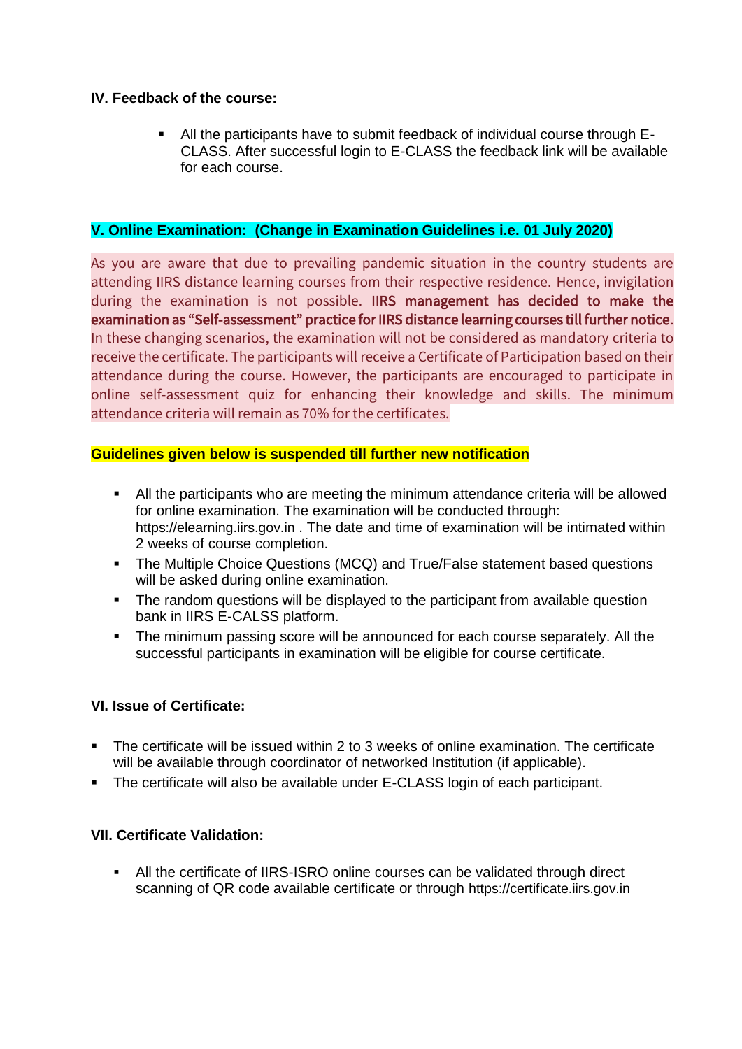**IV. Feedback of the course:**

- All the participants have to submit feedback of individual course through E-CLASS. After successful login to E-CLASS the feedback link will be available for each course.

**V. Online Examination: (Change in Examination Guidelines i.e. 01 July 2020)**

As you are aware that due to prevailing pandemic situation in the country students are attending IIRS distance learning courses from their respective residence. Hence, invigilation during the examination is not possible. **IIRS management has decided to make the examination as "Self-assessment" practice for IIRS distance learning courses till further notice**. In these changing scenarios, the examination will not be considered as mandatory criteria to receive the certificate. The participants will receive a Certificate of Participation based on their attendance during the course. However, the participants are encouraged to participate in online self-assessment quiz for enhancing their knowledge and skills. The minimum attendance criteria will remain as 70% for the certificates.

**Guidelines given below is suspended till further new notification**

- All the participants who are meeting the minimum attendance criteria will be allowed for online examination. The examination will be conducted through: https://elearning.iirs.gov.in . The date and time of examination will be intimated within 2 weeks of course completion.
- The Multiple Choice Questions (MCQ) and True/False statement based questions will be asked during online examination.
- The random questions will be displayed to the participant from available question bank in IIRS E-CALSS platform.
- The minimum passing score will be announced for each course separately. All the successful participants in examination will be eligible for course certificate.

**VI. Issue of Certificate:**

- The certificate will be issued within 2 to 3 weeks of online examination. The certificate will be available through coordinator of networked Institution (if applicable).
- The certificate will also be available under E-CLASS login of each participant.

**VII. Certificate Validation:**

- All the certificate of IIRS-ISRO online courses can be validated through direct scanning of QR code available certificate or through https://certificate.iirs.gov.in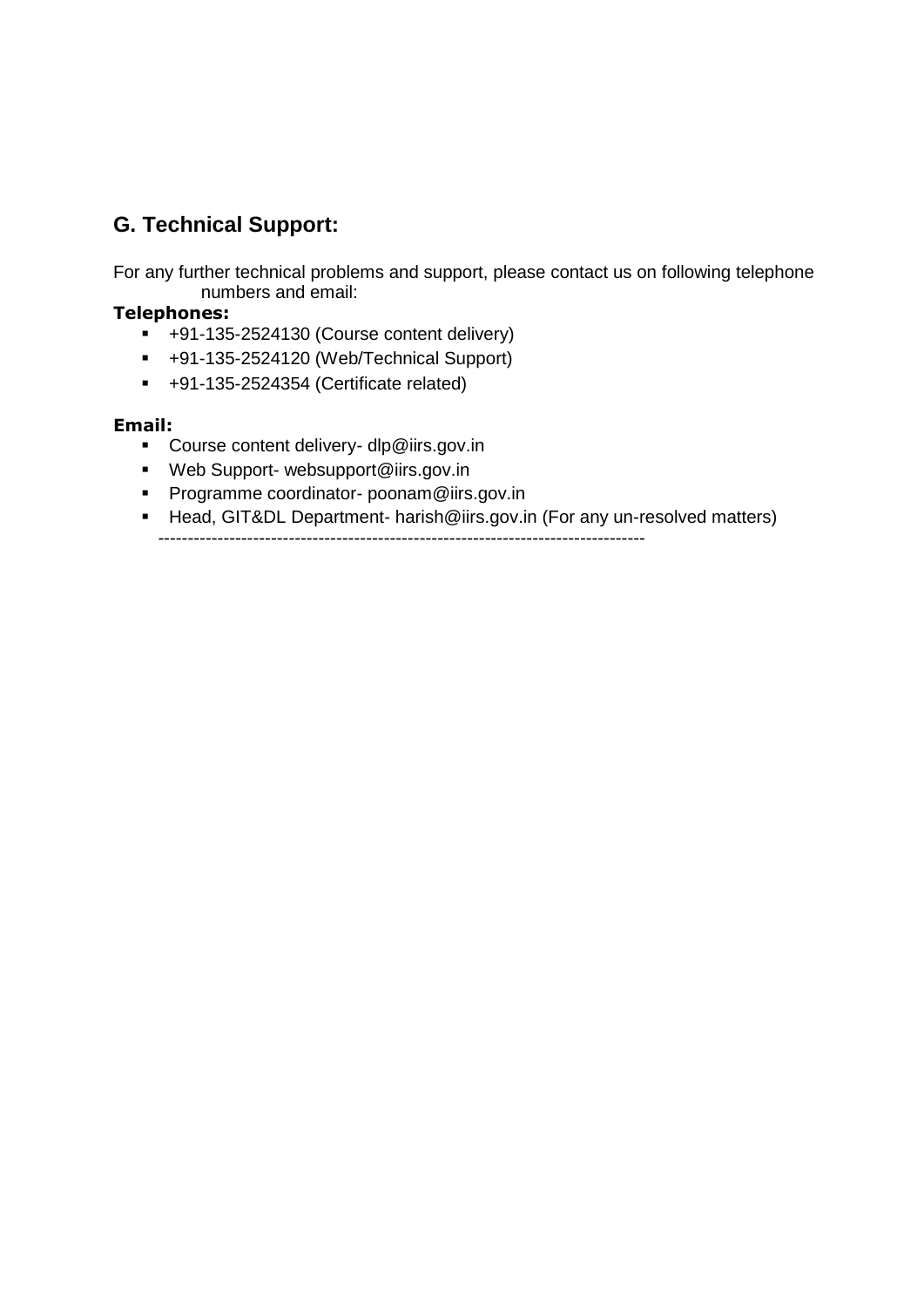## G. Technical Support:

For any further technical problems and support, please contact us on following telephone numbers and email:

**Telephones:**

- +91-135-2524130 (Course content delivery)
- +91-135-2524120 (Web/Technical Support)
- +91-135-2524354 (Certificate related)

**Email:**

- Course content delivery- dlp@iirs.gov.in
- Web Support- websupport@iirs.gov.in
- Programme coordinator- poonam@iirs.gov.in
- Head, GIT&DL Department- harish@iirs.gov.in (For any un-resolved matters)

---